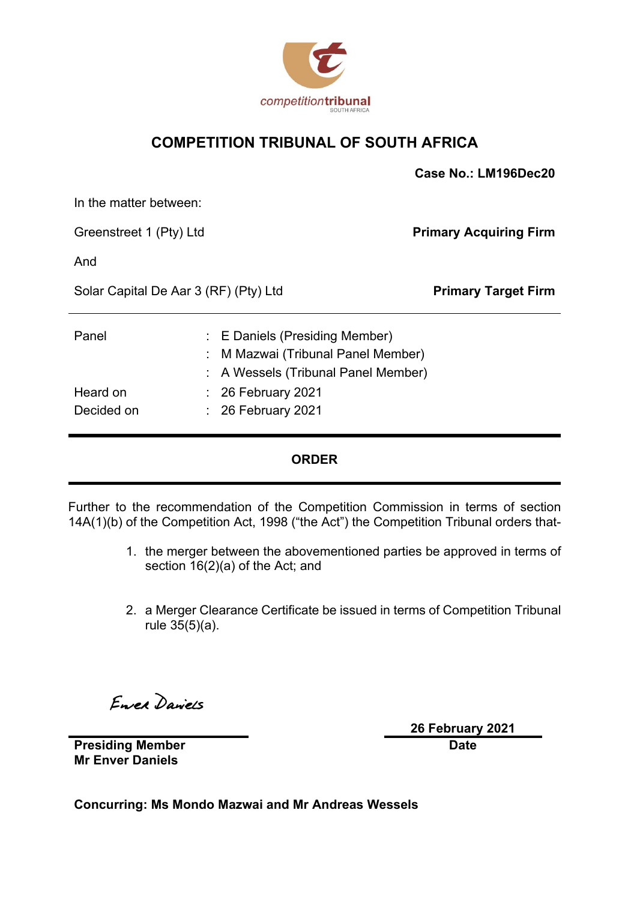# COMPETITION TRIBUNAL OF SOUTH AFRICA

**Case No.: LM196Dec20**

In the matter between:

Greenstreet 1 (Pty) Ltd — **Primary Acquiring Firm**

And

Solar Capital De Aar 3 (RF) (Pty) Ltd — **Primary Target Firm**

---

| | | |
|---|---|---|
| Panel | : | E Daniels (Presiding Member) |
| | : | M Mazwai (Tribunal Panel Member) |
| | : | A Wessels (Tribunal Panel Member) |
| Heard on | : | 26 February 2021 |
| Decided on | : | 26 February 2021 |

---

## ORDER

---

Further to the recommendation of the Competition Commission in terms of section 14A(1)(b) of the Competition Act, 1998 ("the Act") the Competition Tribunal orders that-

1. the merger between the abovementioned parties be approved in terms of section 16(2)(a) of the Act; and

2. a Merger Clearance Certificate be issued in terms of Competition Tribunal rule 35(5)(a).

Enver Daniels

**Presiding Member**
**Mr Enver Daniels**

**26 February 2021**
**Date**

**Concurring: Ms Mondo Mazwai and Mr Andreas Wessels**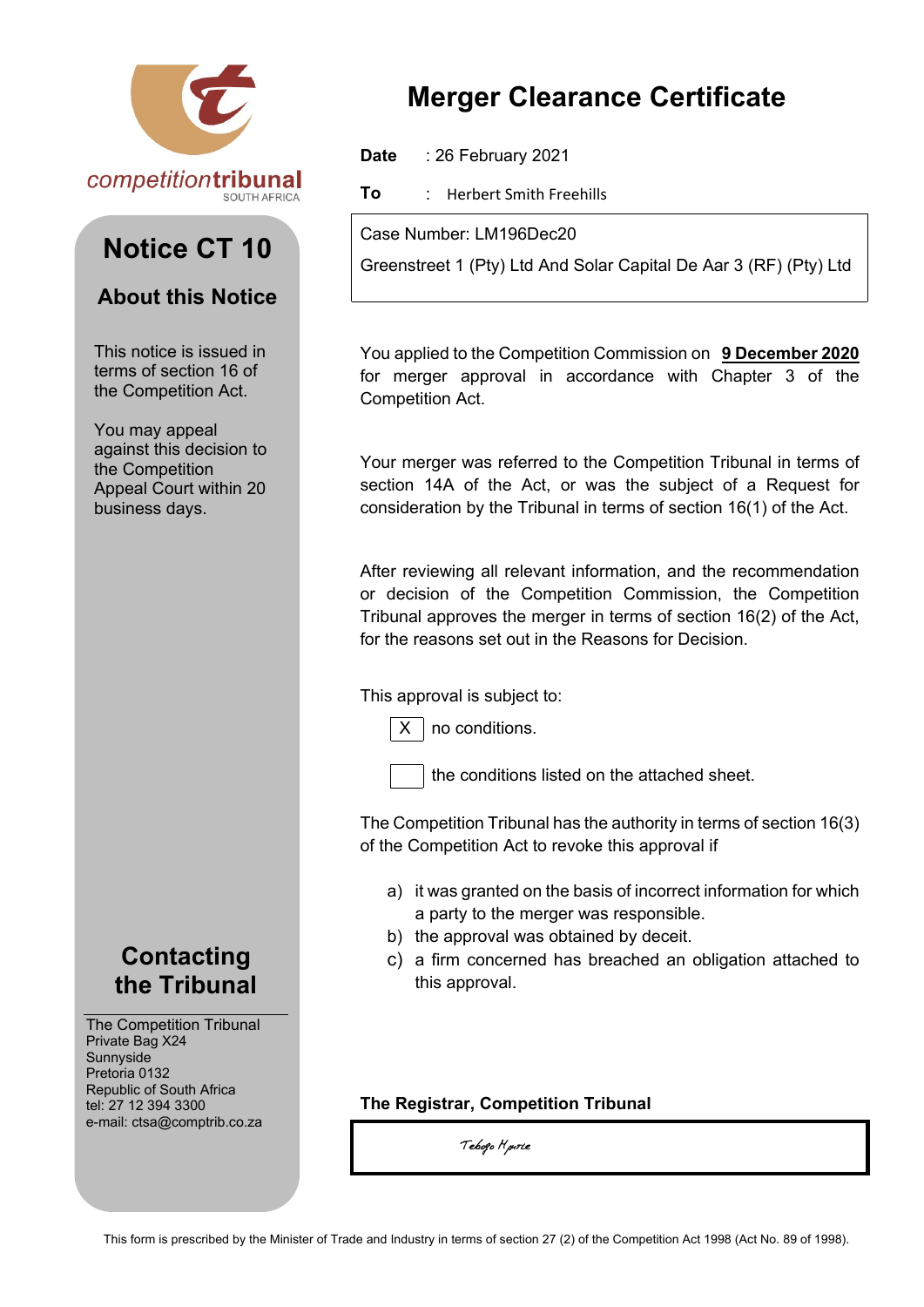competitiontribunal
SOUTH AFRICA

# Merger Clearance Certificate

**Date** : 26 February 2021

**To** : Herbert Smith Freehills

Case Number: LM196Dec20

Greenstreet 1 (Pty) Ltd And Solar Capital De Aar 3 (RF) (Pty) Ltd

## Notice CT 10

### About this Notice

This notice is issued in terms of section 16 of the Competition Act.

You may appeal against this decision to the Competition Appeal Court within 20 business days.

You applied to the Competition Commission on **9 December 2020** for merger approval in accordance with Chapter 3 of the Competition Act.

Your merger was referred to the Competition Tribunal in terms of section 14A of the Act, or was the subject of a Request for consideration by the Tribunal in terms of section 16(1) of the Act.

After reviewing all relevant information, and the recommendation or decision of the Competition Commission, the Competition Tribunal approves the merger in terms of section 16(2) of the Act, for the reasons set out in the Reasons for Decision.

This approval is subject to:

- [X] no conditions.
- [ ] the conditions listed on the attached sheet.

The Competition Tribunal has the authority in terms of section 16(3) of the Competition Act to revoke this approval if

a) it was granted on the basis of incorrect information for which a party to the merger was responsible.
b) the approval was obtained by deceit.
c) a firm concerned has breached an obligation attached to this approval.

### Contacting the Tribunal

The Competition Tribunal
Private Bag X24
Sunnyside
Pretoria 0132
Republic of South Africa
tel: 27 12 394 3300
e-mail: ctsa@comptrib.co.za

**The Registrar, Competition Tribunal**

Tebogo Mputle

This form is prescribed by the Minister of Trade and Industry in terms of section 27 (2) of the Competition Act 1998 (Act No. 89 of 1998).